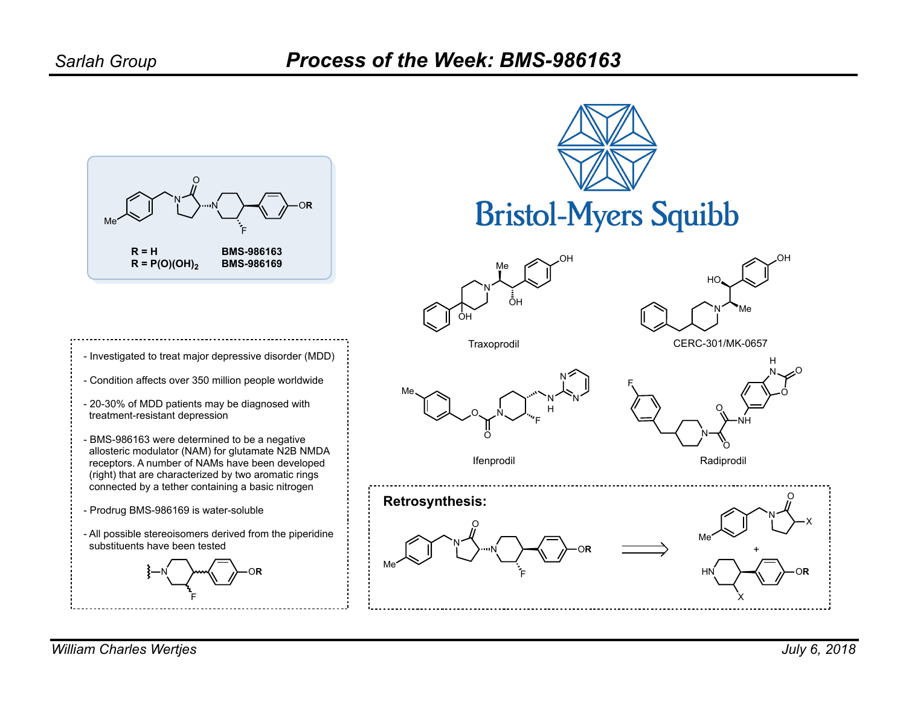# Process of the Week: BMS-986163

Sarlah Group

R = H — BMS-986163
R = $P(O)(OH)_2$ — BMS-986169

Bristol-Myers Squibb

- Investigated to treat major depressive disorder (MDD)
- Condition affects over 350 million people worldwide
- 20-30% of MDD patients may be diagnosed with treatment-resistant depression
- BMS-986163 were determined to be a negative allosteric modulator (NAM) for glutamate N2B NMDA receptors. A number of NAMs have been developed (right) that are characterized by two aromatic rings connected by a tether containing a basic nitrogen
- Prodrug BMS-986169 is water-soluble
- All possible stereoisomers derived from the piperidine substituents have been tested

Traxoprodil

CERC-301/MK-0657

Ifenprodil

Radiprodil

**Retrosynthesis:**

William Charles Wertjes

July 6, 2018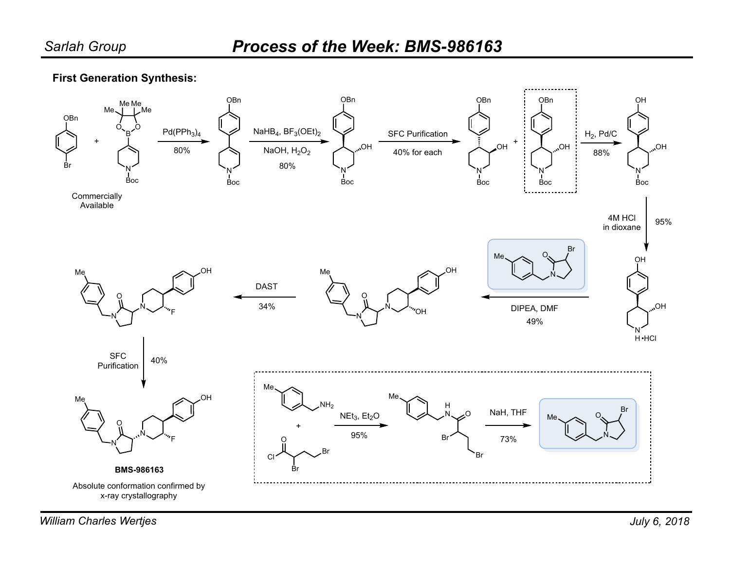# Process of the Week: BMS-986163

**First Generation Synthesis:**

Commercially Available

$Pd(PPh_3)_4$

80%

$NaHB_4$, $BF_3(OEt)_2$

NaOH, $H_2O_2$

80%

SFC Purification

40% for each

$H_2$, Pd/C

88%

4M HCl in dioxane

95%

DIPEA, DMF

49%

DAST

34%

SFC Purification

40%

BMS-986163

Absolute conformation confirmed by x-ray crystallography

$NEt_3$, $Et_2O$

95%

NaH, THF

73%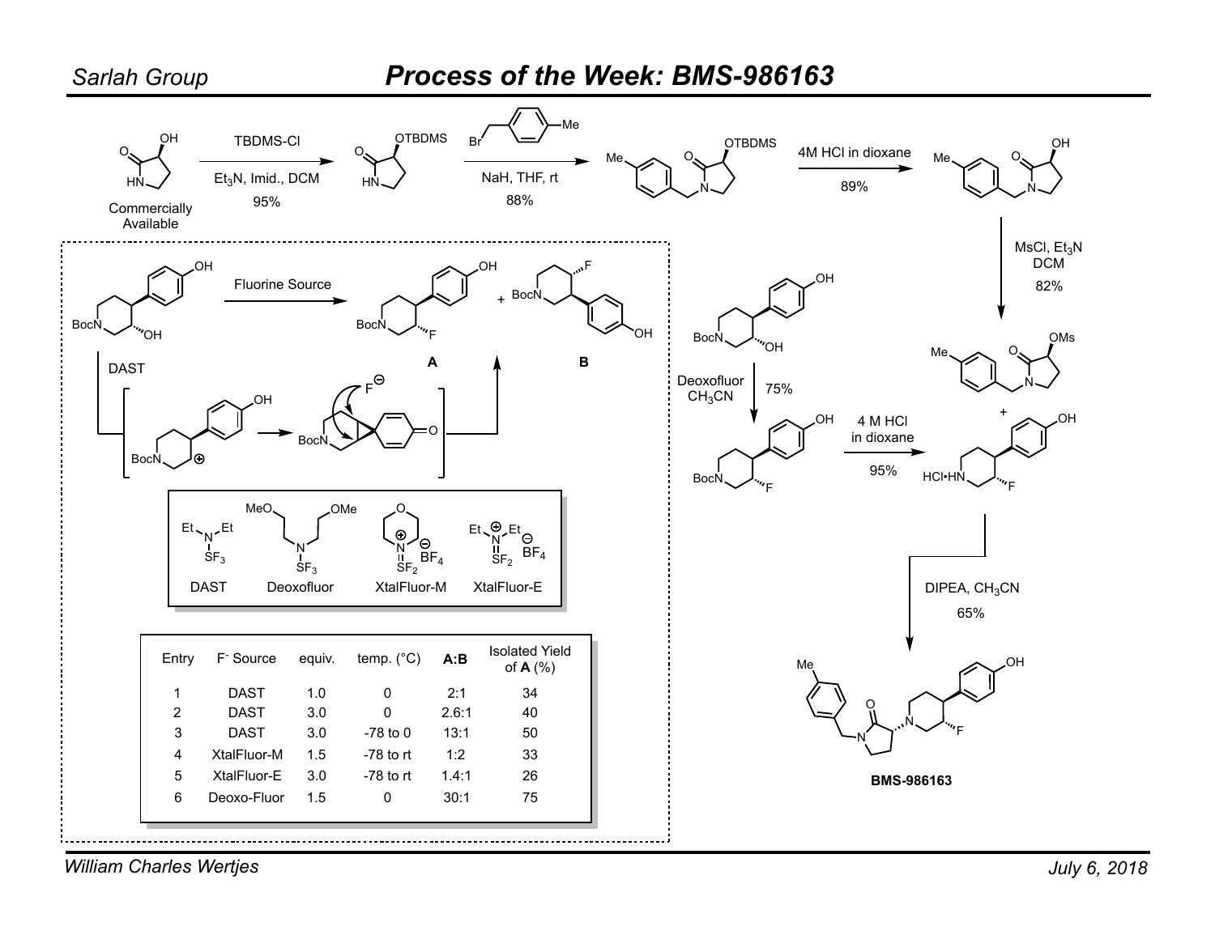# Process of the Week: BMS-986163

TBDMS-Cl, $Et_3N$, Imid., DCM, 95%

Commercially Available

NaH, THF, rt, 88%

4M HCl in dioxane, 89%

MsCl, $Et_3N$, DCM, 82%

Fluorine Source

DAST

**A** **B**

Deoxofluor, $CH_3CN$, 75%

4 M HCl in dioxane, 95%

DIPEA, $CH_3CN$, 65%

**BMS-986163**

DAST | Deoxofluor | XtalFluor-M | XtalFluor-E

| Entry | F⁻ Source | equiv. | temp. (°C) | A:B | Isolated Yield of A (%) |
|---|---|---|---|---|---|
| 1 | DAST | 1.0 | 0 | 2:1 | 34 |
| 2 | DAST | 3.0 | 0 | 2.6:1 | 40 |
| 3 | DAST | 3.0 | -78 to 0 | 13:1 | 50 |
| 4 | XtalFluor-M | 1.5 | -78 to rt | 1:2 | 33 |
| 5 | XtalFluor-E | 3.0 | -78 to rt | 1.4:1 | 26 |
| 6 | Deoxo-Fluor | 1.5 | 0 | 30:1 | 75 |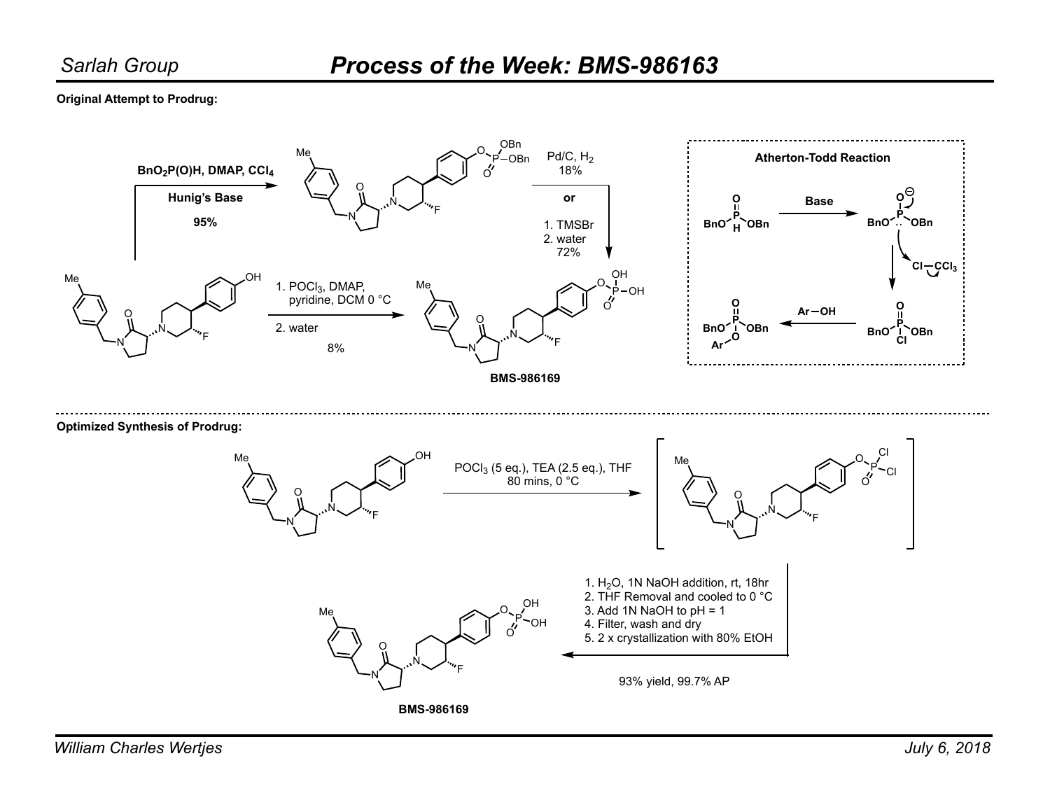# Process of the Week: BMS-986163

**Original Attempt to Prodrug:**

**$BnO_2P(O)H$, DMAP, $CCl_4$**

**Hunig's Base**

**95%**

Pd/C, $H_2$
18%

**or**

1. TMSBr
2. water
72%

1. $POCl_3$, DMAP, pyridine, DCM 0 °C
2. water

8%

**BMS-986169**

**Atherton-Todd Reaction**

**Base**

Ar—OH

**Optimized Synthesis of Prodrug:**

$POCl_3$ (5 eq.), TEA (2.5 eq.), THF
80 mins, 0 °C

1. $H_2O$, 1N NaOH addition, rt, 18hr
2. THF Removal and cooled to 0 °C
3. Add 1N NaOH to pH = 1
4. Filter, wash and dry
5. 2 x crystallization with 80% EtOH

93% yield, 99.7% AP

**BMS-986169**